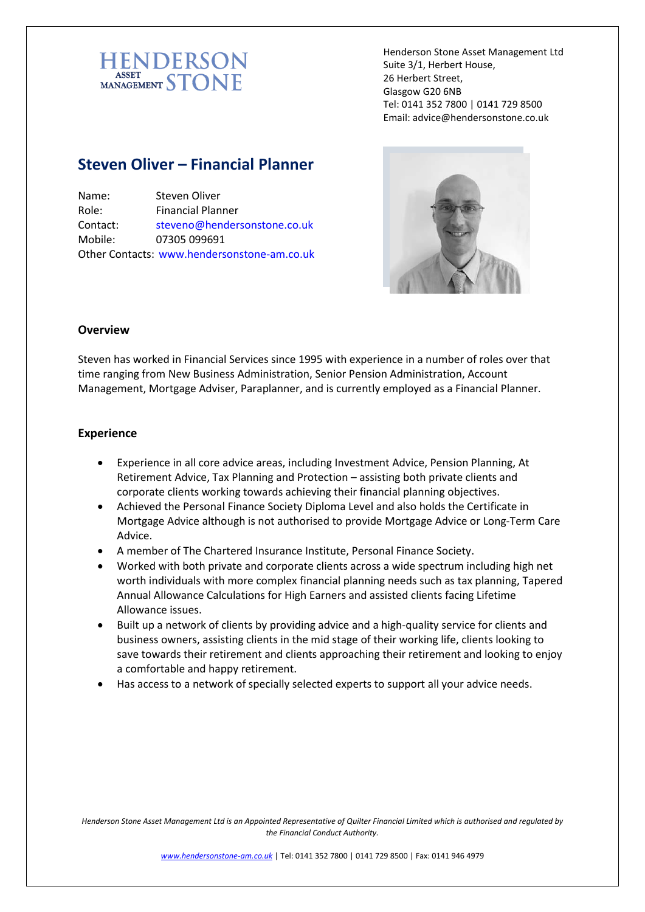HENDERSON ASSET MANAGEMENT STONE

Henderson Stone Asset Management Ltd
Suite 3/1, Herbert House,
26 Herbert Street,
Glasgow G20 6NB
Tel: 0141 352 7800 | 0141 729 8500
Email: advice@hendersonstone.co.uk

# Steven Oliver – Financial Planner

Name: Steven Oliver
Role: Financial Planner
Contact: steveno@hendersonstone.co.uk
Mobile: 07305 099691
Other Contacts: www.hendersonstone-am.co.uk

## Overview

Steven has worked in Financial Services since 1995 with experience in a number of roles over that time ranging from New Business Administration, Senior Pension Administration, Account Management, Mortgage Adviser, Paraplanner, and is currently employed as a Financial Planner.

## Experience

- Experience in all core advice areas, including Investment Advice, Pension Planning, At Retirement Advice, Tax Planning and Protection – assisting both private clients and corporate clients working towards achieving their financial planning objectives.
- Achieved the Personal Finance Society Diploma Level and also holds the Certificate in Mortgage Advice although is not authorised to provide Mortgage Advice or Long-Term Care Advice.
- A member of The Chartered Insurance Institute, Personal Finance Society.
- Worked with both private and corporate clients across a wide spectrum including high net worth individuals with more complex financial planning needs such as tax planning, Tapered Annual Allowance Calculations for High Earners and assisted clients facing Lifetime Allowance issues.
- Built up a network of clients by providing advice and a high-quality service for clients and business owners, assisting clients in the mid stage of their working life, clients looking to save towards their retirement and clients approaching their retirement and looking to enjoy a comfortable and happy retirement.
- Has access to a network of specially selected experts to support all your advice needs.

*Henderson Stone Asset Management Ltd is an Appointed Representative of Quilter Financial Limited which is authorised and regulated by the Financial Conduct Authority.*

www.hendersonstone-am.co.uk | Tel: 0141 352 7800 | 0141 729 8500 | Fax: 0141 946 4979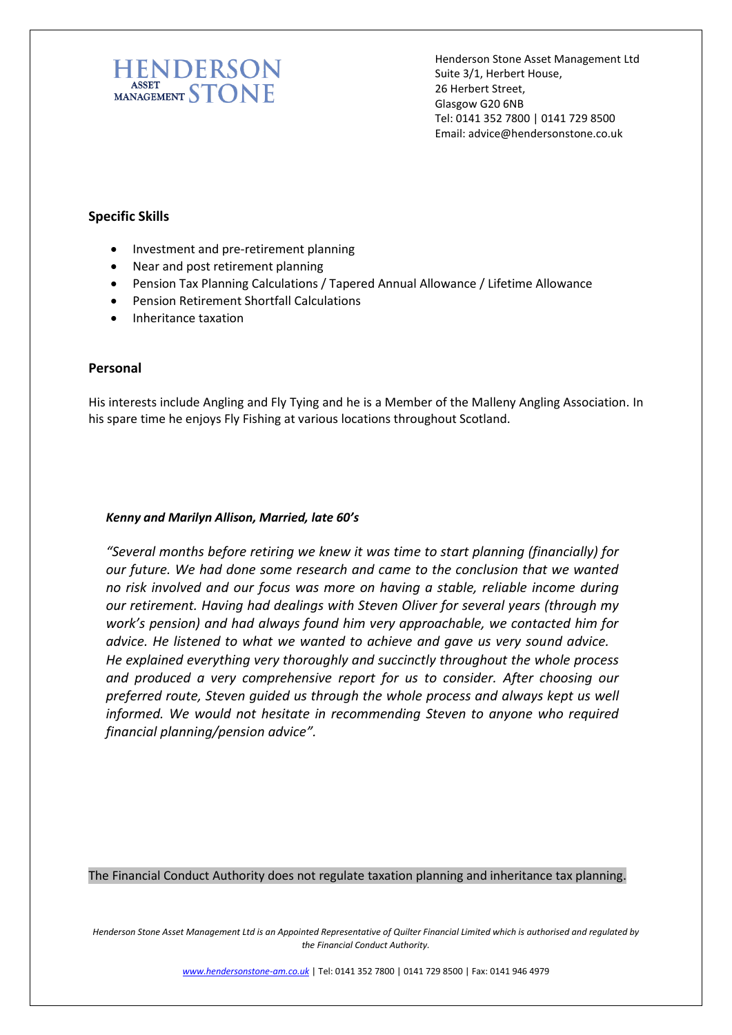Henderson Stone Asset Management Ltd
Suite 3/1, Herbert House,
26 Herbert Street,
Glasgow G20 6NB
Tel: 0141 352 7800 | 0141 729 8500
Email: advice@hendersonstone.co.uk

## Specific Skills

- Investment and pre-retirement planning
- Near and post retirement planning
- Pension Tax Planning Calculations / Tapered Annual Allowance / Lifetime Allowance
- Pension Retirement Shortfall Calculations
- Inheritance taxation

## Personal

His interests include Angling and Fly Tying and he is a Member of the Malleny Angling Association. In his spare time he enjoys Fly Fishing at various locations throughout Scotland.

***Kenny and Marilyn Allison, Married, late 60's***

*"Several months before retiring we knew it was time to start planning (financially) for our future. We had done some research and came to the conclusion that we wanted no risk involved and our focus was more on having a stable, reliable income during our retirement. Having had dealings with Steven Oliver for several years (through my work's pension) and had always found him very approachable, we contacted him for advice. He listened to what we wanted to achieve and gave us very sound advice. He explained everything very thoroughly and succinctly throughout the whole process and produced a very comprehensive report for us to consider. After choosing our preferred route, Steven guided us through the whole process and always kept us well informed. We would not hesitate in recommending Steven to anyone who required financial planning/pension advice".*

The Financial Conduct Authority does not regulate taxation planning and inheritance tax planning.

*Henderson Stone Asset Management Ltd is an Appointed Representative of Quilter Financial Limited which is authorised and regulated by the Financial Conduct Authority.*

www.hendersonstone-am.co.uk | Tel: 0141 352 7800 | 0141 729 8500 | Fax: 0141 946 4979